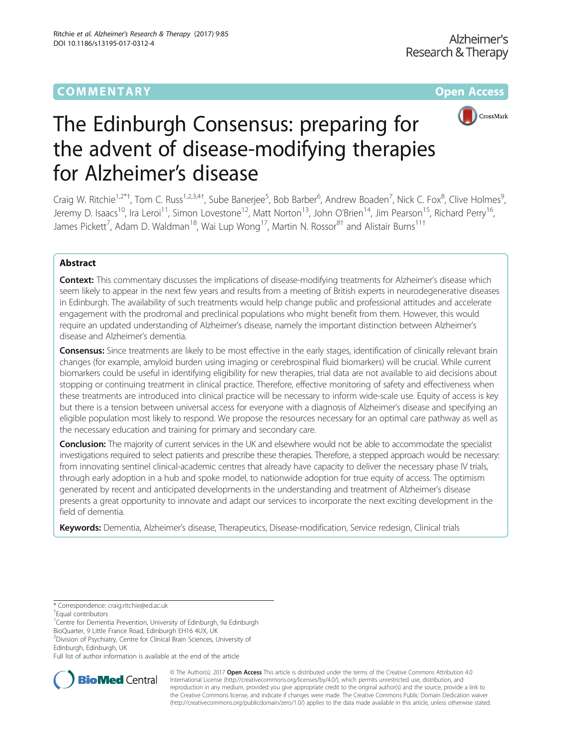COMMENTARY

Open Access

# The Edinburgh Consensus: preparing for the advent of disease-modifying therapies for Alzheimer's disease

Craig W. Ritchie[1,2*†], Tom C. Russ[1,2,3,4†], Sube Banerjee[5], Bob Barber[6], Andrew Boaden[7], Nick C. Fox[8], Clive Holmes[9], Jeremy D. Isaacs[10], Ira Leroi[11], Simon Lovestone[12], Matt Norton[13], John O'Brien[14], Jim Pearson[15], Richard Perry[16], James Pickett[7], Adam D. Waldman[18], Wai Lup Wong[17], Martin N. Rossor[8†] and Alistair Burns[11†]

## Abstract

**Context:** This commentary discusses the implications of disease-modifying treatments for Alzheimer's disease which seem likely to appear in the next few years and results from a meeting of British experts in neurodegenerative diseases in Edinburgh. The availability of such treatments would help change public and professional attitudes and accelerate engagement with the prodromal and preclinical populations who might benefit from them. However, this would require an updated understanding of Alzheimer's disease, namely the important distinction between Alzheimer's disease and Alzheimer's dementia.

**Consensus:** Since treatments are likely to be most effective in the early stages, identification of clinically relevant brain changes (for example, amyloid burden using imaging or cerebrospinal fluid biomarkers) will be crucial. While current biomarkers could be useful in identifying eligibility for new therapies, trial data are not available to aid decisions about stopping or continuing treatment in clinical practice. Therefore, effective monitoring of safety and effectiveness when these treatments are introduced into clinical practice will be necessary to inform wide-scale use. Equity of access is key but there is a tension between universal access for everyone with a diagnosis of Alzheimer's disease and specifying an eligible population most likely to respond. We propose the resources necessary for an optimal care pathway as well as the necessary education and training for primary and secondary care.

**Conclusion:** The majority of current services in the UK and elsewhere would not be able to accommodate the specialist investigations required to select patients and prescribe these therapies. Therefore, a stepped approach would be necessary: from innovating sentinel clinical-academic centres that already have capacity to deliver the necessary phase IV trials, through early adoption in a hub and spoke model, to nationwide adoption for true equity of access. The optimism generated by recent and anticipated developments in the understanding and treatment of Alzheimer's disease presents a great opportunity to innovate and adapt our services to incorporate the next exciting development in the field of dementia.

**Keywords:** Dementia, Alzheimer's disease, Therapeutics, Disease-modification, Service redesign, Clinical trials

\* Correspondence: craig.ritchie@ed.ac.uk

†Equal contributors

[1]Centre for Dementia Prevention, University of Edinburgh, 9a Edinburgh BioQuarter, 9 Little France Road, Edinburgh EH16 4UX, UK

[2]Division of Psychiatry, Centre for Clinical Brain Sciences, University of Edinburgh, Edinburgh, UK

Full list of author information is available at the end of the article

© The Author(s). 2017 **Open Access** This article is distributed under the terms of the Creative Commons Attribution 4.0 International License (http://creativecommons.org/licenses/by/4.0/), which permits unrestricted use, distribution, and reproduction in any medium, provided you give appropriate credit to the original author(s) and the source, provide a link to the Creative Commons license, and indicate if changes were made. The Creative Commons Public Domain Dedication waiver (http://creativecommons.org/publicdomain/zero/1.0/) applies to the data made available in this article, unless otherwise stated.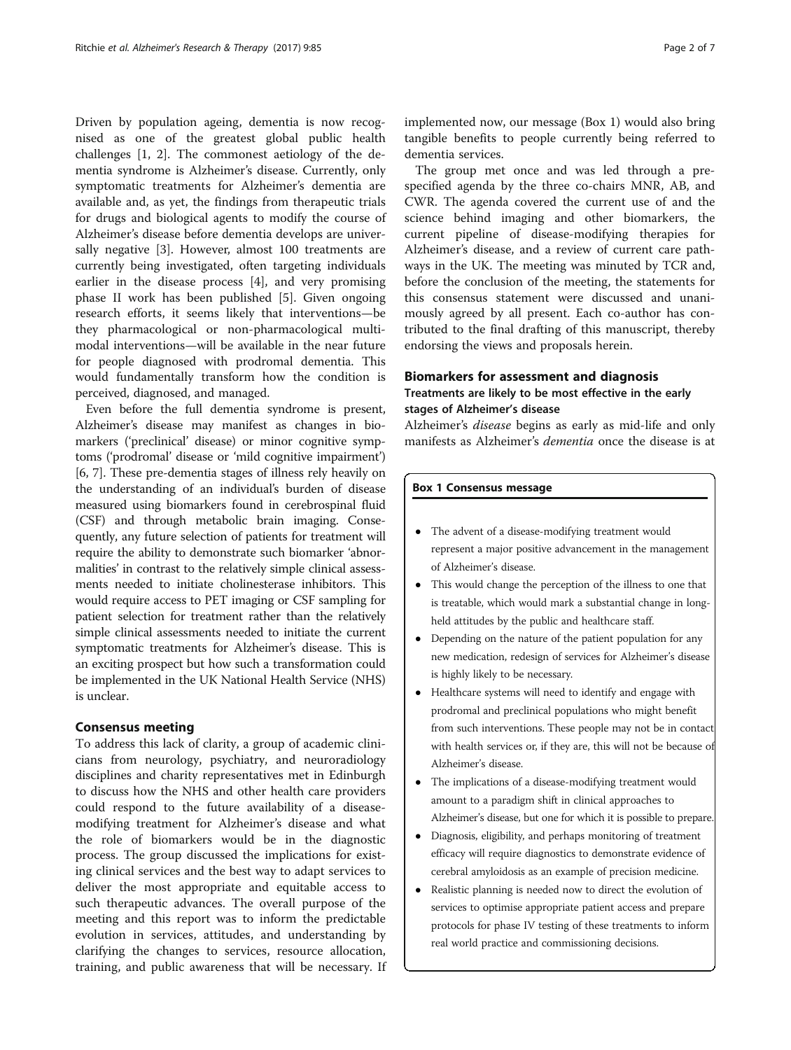Driven by population ageing, dementia is now recognised as one of the greatest global public health challenges [1, 2]. The commonest aetiology of the dementia syndrome is Alzheimer's disease. Currently, only symptomatic treatments for Alzheimer's dementia are available and, as yet, the findings from therapeutic trials for drugs and biological agents to modify the course of Alzheimer's disease before dementia develops are universally negative [3]. However, almost 100 treatments are currently being investigated, often targeting individuals earlier in the disease process [4], and very promising phase II work has been published [5]. Given ongoing research efforts, it seems likely that interventions—be they pharmacological or non-pharmacological multimodal interventions—will be available in the near future for people diagnosed with prodromal dementia. This would fundamentally transform how the condition is perceived, diagnosed, and managed.

Even before the full dementia syndrome is present, Alzheimer's disease may manifest as changes in biomarkers ('preclinical' disease) or minor cognitive symptoms ('prodromal' disease or 'mild cognitive impairment') [6, 7]. These pre-dementia stages of illness rely heavily on the understanding of an individual's burden of disease measured using biomarkers found in cerebrospinal fluid (CSF) and through metabolic brain imaging. Consequently, any future selection of patients for treatment will require the ability to demonstrate such biomarker 'abnormalities' in contrast to the relatively simple clinical assessments needed to initiate cholinesterase inhibitors. This would require access to PET imaging or CSF sampling for patient selection for treatment rather than the relatively simple clinical assessments needed to initiate the current symptomatic treatments for Alzheimer's disease. This is an exciting prospect but how such a transformation could be implemented in the UK National Health Service (NHS) is unclear.

## Consensus meeting

To address this lack of clarity, a group of academic clinicians from neurology, psychiatry, and neuroradiology disciplines and charity representatives met in Edinburgh to discuss how the NHS and other health care providers could respond to the future availability of a disease-modifying treatment for Alzheimer's disease and what the role of biomarkers would be in the diagnostic process. The group discussed the implications for existing clinical services and the best way to adapt services to deliver the most appropriate and equitable access to such therapeutic advances. The overall purpose of the meeting and this report was to inform the predictable evolution in services, attitudes, and understanding by clarifying the changes to services, resource allocation, training, and public awareness that will be necessary. If implemented now, our message (Box 1) would also bring tangible benefits to people currently being referred to dementia services.

The group met once and was led through a pre-specified agenda by the three co-chairs MNR, AB, and CWR. The agenda covered the current use of and the science behind imaging and other biomarkers, the current pipeline of disease-modifying therapies for Alzheimer's disease, and a review of current care pathways in the UK. The meeting was minuted by TCR and, before the conclusion of the meeting, the statements for this consensus statement were discussed and unanimously agreed by all present. Each co-author has contributed to the final drafting of this manuscript, thereby endorsing the views and proposals herein.

**Box 1 Consensus message**

- The advent of a disease-modifying treatment would represent a major positive advancement in the management of Alzheimer's disease.
- This would change the perception of the illness to one that is treatable, which would mark a substantial change in long-held attitudes by the public and healthcare staff.
- Depending on the nature of the patient population for any new medication, redesign of services for Alzheimer's disease is highly likely to be necessary.
- Healthcare systems will need to identify and engage with prodromal and preclinical populations who might benefit from such interventions. These people may not be in contact with health services or, if they are, this will not be because of Alzheimer's disease.
- The implications of a disease-modifying treatment would amount to a paradigm shift in clinical approaches to Alzheimer's disease, but one for which it is possible to prepare.
- Diagnosis, eligibility, and perhaps monitoring of treatment efficacy will require diagnostics to demonstrate evidence of cerebral amyloidosis as an example of precision medicine.
- Realistic planning is needed now to direct the evolution of services to optimise appropriate patient access and prepare protocols for phase IV testing of these treatments to inform real world practice and commissioning decisions.

## Biomarkers for assessment and diagnosis

### Treatments are likely to be most effective in the early stages of Alzheimer's disease

Alzheimer's *disease* begins as early as mid-life and only manifests as Alzheimer's *dementia* once the disease is at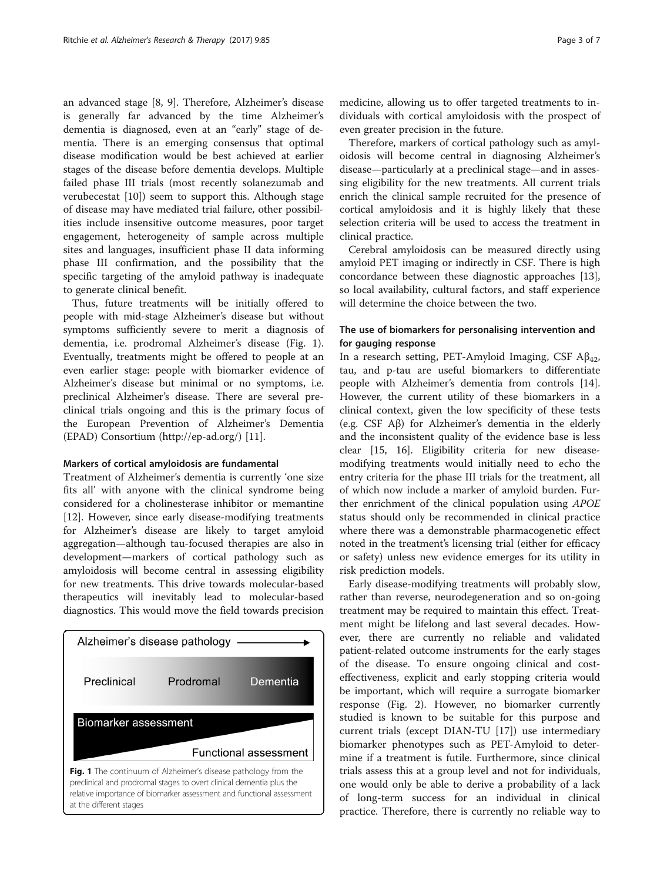an advanced stage [8, 9]. Therefore, Alzheimer's disease is generally far advanced by the time Alzheimer's dementia is diagnosed, even at an "early" stage of dementia. There is an emerging consensus that optimal disease modification would be best achieved at earlier stages of the disease before dementia develops. Multiple failed phase III trials (most recently solanezumab and verubecestat [10]) seem to support this. Although stage of disease may have mediated trial failure, other possibilities include insensitive outcome measures, poor target engagement, heterogeneity of sample across multiple sites and languages, insufficient phase II data informing phase III confirmation, and the possibility that the specific targeting of the amyloid pathway is inadequate to generate clinical benefit.

Thus, future treatments will be initially offered to people with mid-stage Alzheimer's disease but without symptoms sufficiently severe to merit a diagnosis of dementia, i.e. prodromal Alzheimer's disease (Fig. 1). Eventually, treatments might be offered to people at an even earlier stage: people with biomarker evidence of Alzheimer's disease but minimal or no symptoms, i.e. preclinical Alzheimer's disease. There are several preclinical trials ongoing and this is the primary focus of the European Prevention of Alzheimer's Dementia (EPAD) Consortium (http://ep-ad.org/) [11].

### Markers of cortical amyloidosis are fundamental

Treatment of Alzheimer's dementia is currently 'one size fits all' with anyone with the clinical syndrome being considered for a cholinesterase inhibitor or memantine [12]. However, since early disease-modifying treatments for Alzheimer's disease are likely to target amyloid aggregation—although tau-focused therapies are also in development—markers of cortical pathology such as amyloidosis will become central in assessing eligibility for new treatments. This drive towards molecular-based therapeutics will inevitably lead to molecular-based diagnostics. This would move the field towards precision medicine, allowing us to offer targeted treatments to individuals with cortical amyloidosis with the prospect of even greater precision in the future.

Alzheimer's disease pathology →

Preclinical | Prodromal | Dementia

Biomarker assessment

Functional assessment

**Fig. 1** The continuum of Alzheimer's disease pathology from the preclinical and prodromal stages to overt clinical dementia plus the relative importance of biomarker assessment and functional assessment at the different stages

Therefore, markers of cortical pathology such as amyloidosis will become central in diagnosing Alzheimer's disease—particularly at a preclinical stage—and in assessing eligibility for the new treatments. All current trials enrich the clinical sample recruited for the presence of cortical amyloidosis and it is highly likely that these selection criteria will be used to access the treatment in clinical practice.

Cerebral amyloidosis can be measured directly using amyloid PET imaging or indirectly in CSF. There is high concordance between these diagnostic approaches [13], so local availability, cultural factors, and staff experience will determine the choice between the two.

### The use of biomarkers for personalising intervention and for gauging response

In a research setting, PET-Amyloid Imaging, CSF $A\beta_{42}$, tau, and p-tau are useful biomarkers to differentiate people with Alzheimer's dementia from controls [14]. However, the current utility of these biomarkers in a clinical context, given the low specificity of these tests (e.g. CSF $A\beta$) for Alzheimer's dementia in the elderly and the inconsistent quality of the evidence base is less clear [15, 16]. Eligibility criteria for new disease-modifying treatments would initially need to echo the entry criteria for the phase III trials for the treatment, all of which now include a marker of amyloid burden. Further enrichment of the clinical population using *APOE* status should only be recommended in clinical practice where there was a demonstrable pharmacogenetic effect noted in the treatment's licensing trial (either for efficacy or safety) unless new evidence emerges for its utility in risk prediction models.

Early disease-modifying treatments will probably slow, rather than reverse, neurodegeneration and so on-going treatment may be required to maintain this effect. Treatment might be lifelong and last several decades. However, there are currently no reliable and validated patient-related outcome instruments for the early stages of the disease. To ensure ongoing clinical and cost-effectiveness, explicit and early stopping criteria would be important, which will require a surrogate biomarker response (Fig. 2). However, no biomarker currently studied is known to be suitable for this purpose and current trials (except DIAN-TU [17]) use intermediary biomarker phenotypes such as PET-Amyloid to determine if a treatment is futile. Furthermore, since clinical trials assess this at a group level and not for individuals, one would only be able to derive a probability of a lack of long-term success for an individual in clinical practice. Therefore, there is currently no reliable way to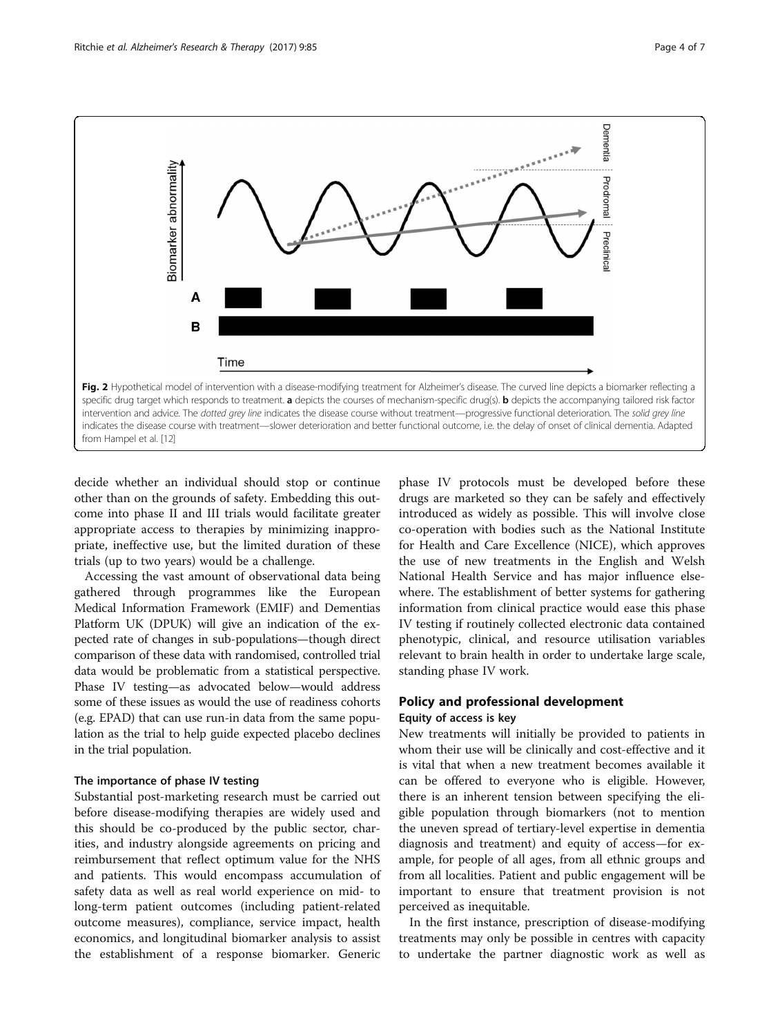Biomarker abnormality

Dementia

Prodromal

Preclinical

A

B

Time

**Fig. 2** Hypothetical model of intervention with a disease-modifying treatment for Alzheimer's disease. The curved line depicts a biomarker reflecting a specific drug target which responds to treatment. **a** depicts the courses of mechanism-specific drug(s). **b** depicts the accompanying tailored risk factor intervention and advice. The *dotted grey line* indicates the disease course without treatment—progressive functional deterioration. The *solid grey line* indicates the disease course with treatment—slower deterioration and better functional outcome, i.e. the delay of onset of clinical dementia. Adapted from Hampel et al. [12]

decide whether an individual should stop or continue other than on the grounds of safety. Embedding this outcome into phase II and III trials would facilitate greater appropriate access to therapies by minimizing inappropriate, ineffective use, but the limited duration of these trials (up to two years) would be a challenge.

Accessing the vast amount of observational data being gathered through programmes like the European Medical Information Framework (EMIF) and Dementias Platform UK (DPUK) will give an indication of the expected rate of changes in sub-populations—though direct comparison of these data with randomised, controlled trial data would be problematic from a statistical perspective. Phase IV testing—as advocated below—would address some of these issues as would the use of readiness cohorts (e.g. EPAD) that can use run-in data from the same population as the trial to help guide expected placebo declines in the trial population.

### The importance of phase IV testing

Substantial post-marketing research must be carried out before disease-modifying therapies are widely used and this should be co-produced by the public sector, charities, and industry alongside agreements on pricing and reimbursement that reflect optimum value for the NHS and patients. This would encompass accumulation of safety data as well as real world experience on mid- to long-term patient outcomes (including patient-related outcome measures), compliance, service impact, health economics, and longitudinal biomarker analysis to assist the establishment of a response biomarker. Generic phase IV protocols must be developed before these drugs are marketed so they can be safely and effectively introduced as widely as possible. This will involve close co-operation with bodies such as the National Institute for Health and Care Excellence (NICE), which approves the use of new treatments in the English and Welsh National Health Service and has major influence elsewhere. The establishment of better systems for gathering information from clinical practice would ease this phase IV testing if routinely collected electronic data contained phenotypic, clinical, and resource utilisation variables relevant to brain health in order to undertake large scale, standing phase IV work.

## Policy and professional development

### Equity of access is key

New treatments will initially be provided to patients in whom their use will be clinically and cost-effective and it is vital that when a new treatment becomes available it can be offered to everyone who is eligible. However, there is an inherent tension between specifying the eligible population through biomarkers (not to mention the uneven spread of tertiary-level expertise in dementia diagnosis and treatment) and equity of access—for example, for people of all ages, from all ethnic groups and from all localities. Patient and public engagement will be important to ensure that treatment provision is not perceived as inequitable.

In the first instance, prescription of disease-modifying treatments may only be possible in centres with capacity to undertake the partner diagnostic work as well as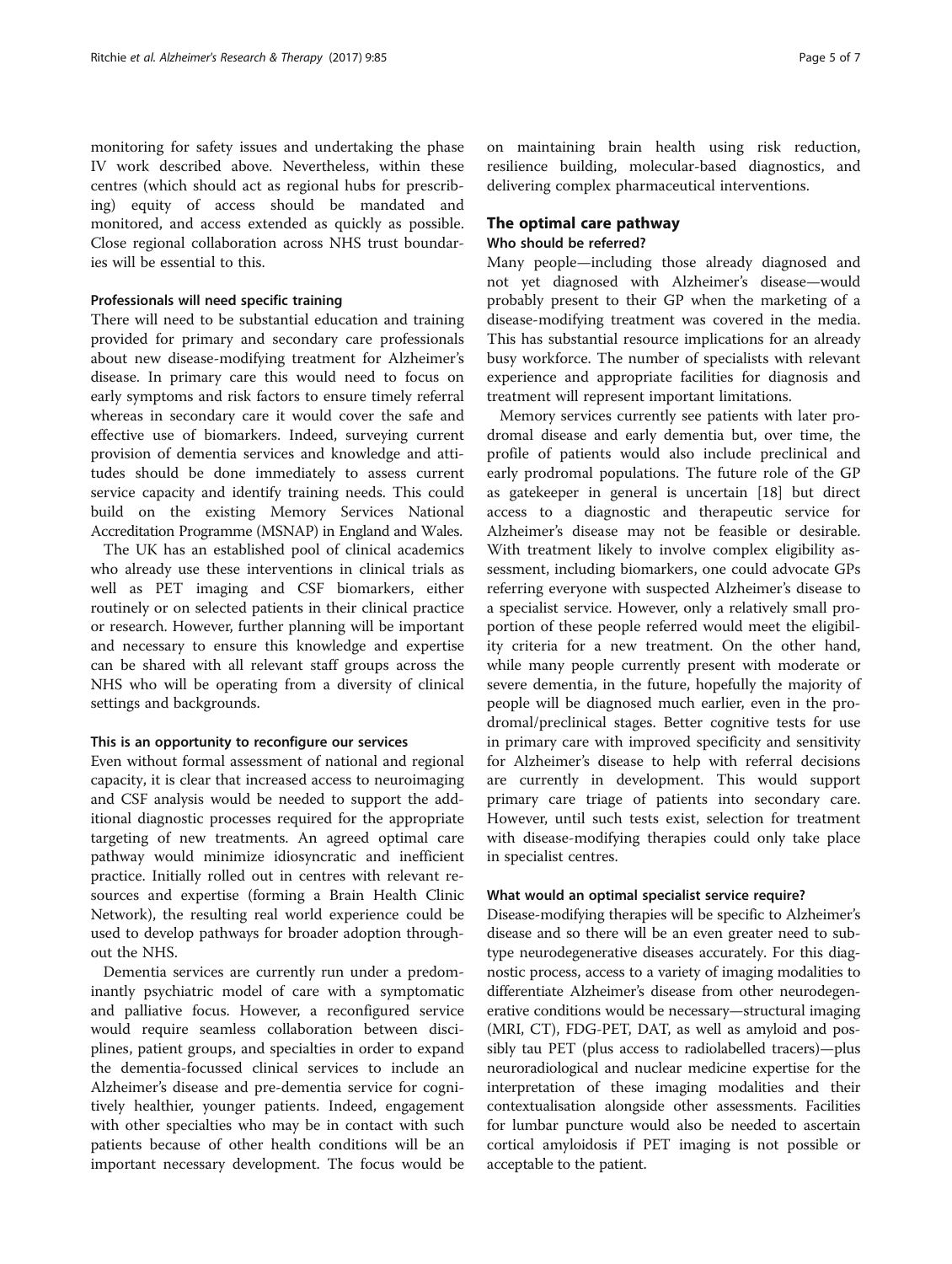monitoring for safety issues and undertaking the phase IV work described above. Nevertheless, within these centres (which should act as regional hubs for prescribing) equity of access should be mandated and monitored, and access extended as quickly as possible. Close regional collaboration across NHS trust boundaries will be essential to this.

### Professionals will need specific training

There will need to be substantial education and training provided for primary and secondary care professionals about new disease-modifying treatment for Alzheimer's disease. In primary care this would need to focus on early symptoms and risk factors to ensure timely referral whereas in secondary care it would cover the safe and effective use of biomarkers. Indeed, surveying current provision of dementia services and knowledge and attitudes should be done immediately to assess current service capacity and identify training needs. This could build on the existing Memory Services National Accreditation Programme (MSNAP) in England and Wales.

The UK has an established pool of clinical academics who already use these interventions in clinical trials as well as PET imaging and CSF biomarkers, either routinely or on selected patients in their clinical practice or research. However, further planning will be important and necessary to ensure this knowledge and expertise can be shared with all relevant staff groups across the NHS who will be operating from a diversity of clinical settings and backgrounds.

### This is an opportunity to reconfigure our services

Even without formal assessment of national and regional capacity, it is clear that increased access to neuroimaging and CSF analysis would be needed to support the additional diagnostic processes required for the appropriate targeting of new treatments. An agreed optimal care pathway would minimize idiosyncratic and inefficient practice. Initially rolled out in centres with relevant resources and expertise (forming a Brain Health Clinic Network), the resulting real world experience could be used to develop pathways for broader adoption throughout the NHS.

Dementia services are currently run under a predominantly psychiatric model of care with a symptomatic and palliative focus. However, a reconfigured service would require seamless collaboration between disciplines, patient groups, and specialties in order to expand the dementia-focussed clinical services to include an Alzheimer's disease and pre-dementia service for cognitively healthier, younger patients. Indeed, engagement with other specialties who may be in contact with such patients because of other health conditions will be an important necessary development. The focus would be on maintaining brain health using risk reduction, resilience building, molecular-based diagnostics, and delivering complex pharmaceutical interventions.

## The optimal care pathway

### Who should be referred?

Many people—including those already diagnosed and not yet diagnosed with Alzheimer's disease—would probably present to their GP when the marketing of a disease-modifying treatment was covered in the media. This has substantial resource implications for an already busy workforce. The number of specialists with relevant experience and appropriate facilities for diagnosis and treatment will represent important limitations.

Memory services currently see patients with later prodromal disease and early dementia but, over time, the profile of patients would also include preclinical and early prodromal populations. The future role of the GP as gatekeeper in general is uncertain [18] but direct access to a diagnostic and therapeutic service for Alzheimer's disease may not be feasible or desirable. With treatment likely to involve complex eligibility assessment, including biomarkers, one could advocate GPs referring everyone with suspected Alzheimer's disease to a specialist service. However, only a relatively small proportion of these people referred would meet the eligibility criteria for a new treatment. On the other hand, while many people currently present with moderate or severe dementia, in the future, hopefully the majority of people will be diagnosed much earlier, even in the prodromal/preclinical stages. Better cognitive tests for use in primary care with improved specificity and sensitivity for Alzheimer's disease to help with referral decisions are currently in development. This would support primary care triage of patients into secondary care. However, until such tests exist, selection for treatment with disease-modifying therapies could only take place in specialist centres.

### What would an optimal specialist service require?

Disease-modifying therapies will be specific to Alzheimer's disease and so there will be an even greater need to subtype neurodegenerative diseases accurately. For this diagnostic process, access to a variety of imaging modalities to differentiate Alzheimer's disease from other neurodegenerative conditions would be necessary—structural imaging (MRI, CT), FDG-PET, DAT, as well as amyloid and possibly tau PET (plus access to radiolabelled tracers)—plus neuroradiological and nuclear medicine expertise for the interpretation of these imaging modalities and their contextualisation alongside other assessments. Facilities for lumbar puncture would also be needed to ascertain cortical amyloidosis if PET imaging is not possible or acceptable to the patient.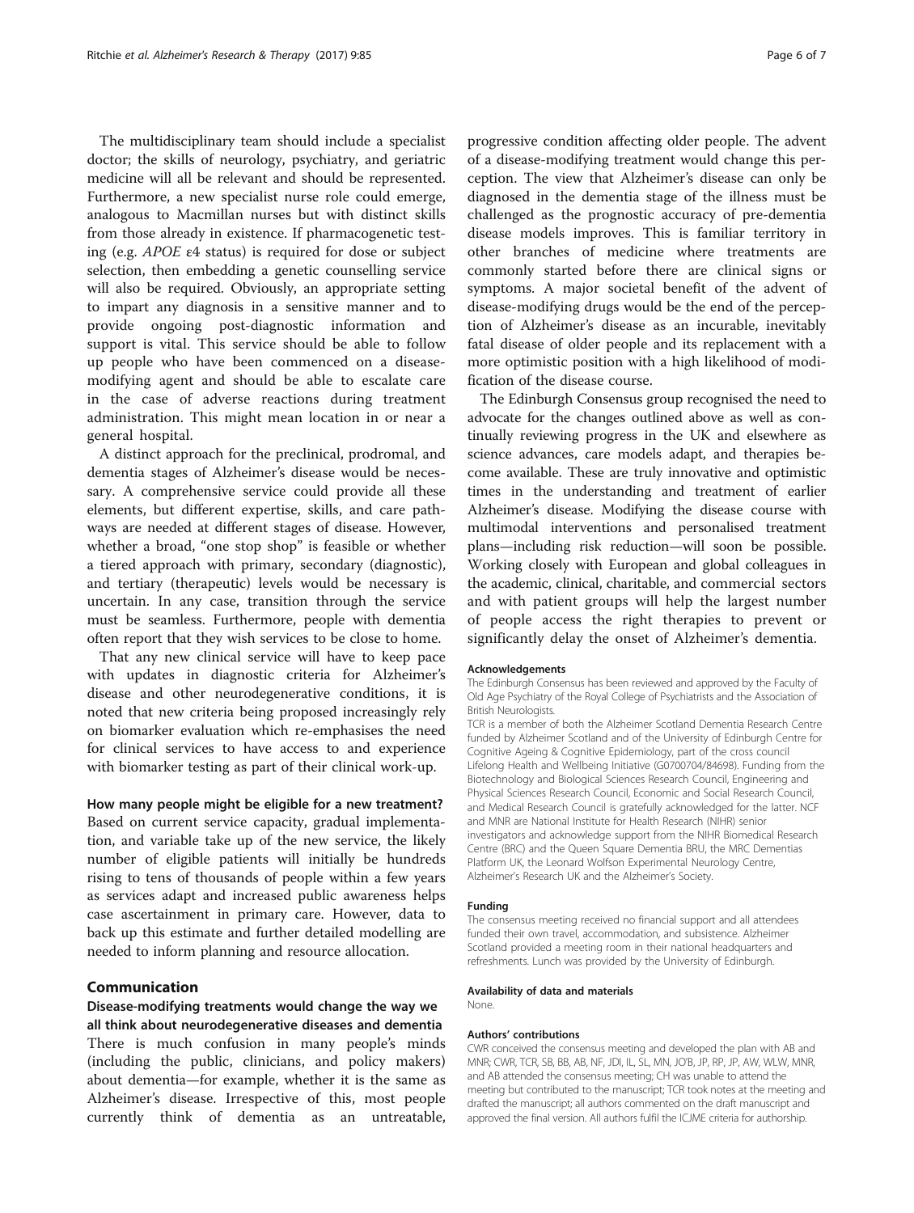The multidisciplinary team should include a specialist doctor; the skills of neurology, psychiatry, and geriatric medicine will all be relevant and should be represented. Furthermore, a new specialist nurse role could emerge, analogous to Macmillan nurses but with distinct skills from those already in existence. If pharmacogenetic testing (e.g. *APOE* ε4 status) is required for dose or subject selection, then embedding a genetic counselling service will also be required. Obviously, an appropriate setting to impart any diagnosis in a sensitive manner and to provide ongoing post-diagnostic information and support is vital. This service should be able to follow up people who have been commenced on a disease-modifying agent and should be able to escalate care in the case of adverse reactions during treatment administration. This might mean location in or near a general hospital.

A distinct approach for the preclinical, prodromal, and dementia stages of Alzheimer's disease would be necessary. A comprehensive service could provide all these elements, but different expertise, skills, and care pathways are needed at different stages of disease. However, whether a broad, "one stop shop" is feasible or whether a tiered approach with primary, secondary (diagnostic), and tertiary (therapeutic) levels would be necessary is uncertain. In any case, transition through the service must be seamless. Furthermore, people with dementia often report that they wish services to be close to home.

That any new clinical service will have to keep pace with updates in diagnostic criteria for Alzheimer's disease and other neurodegenerative conditions, it is noted that new criteria being proposed increasingly rely on biomarker evaluation which re-emphasises the need for clinical services to have access to and experience with biomarker testing as part of their clinical work-up.

### How many people might be eligible for a new treatment?

Based on current service capacity, gradual implementation, and variable take up of the new service, the likely number of eligible patients will initially be hundreds rising to tens of thousands of people within a few years as services adapt and increased public awareness helps case ascertainment in primary care. However, data to back up this estimate and further detailed modelling are needed to inform planning and resource allocation.

## Communication

### Disease-modifying treatments would change the way we all think about neurodegenerative diseases and dementia

There is much confusion in many people's minds (including the public, clinicians, and policy makers) about dementia—for example, whether it is the same as Alzheimer's disease. Irrespective of this, most people currently think of dementia as an untreatable, progressive condition affecting older people. The advent of a disease-modifying treatment would change this perception. The view that Alzheimer's disease can only be diagnosed in the dementia stage of the illness must be challenged as the prognostic accuracy of pre-dementia disease models improves. This is familiar territory in other branches of medicine where treatments are commonly started before there are clinical signs or symptoms. A major societal benefit of the advent of disease-modifying drugs would be the end of the perception of Alzheimer's disease as an incurable, inevitably fatal disease of older people and its replacement with a more optimistic position with a high likelihood of modification of the disease course.

The Edinburgh Consensus group recognised the need to advocate for the changes outlined above as well as continually reviewing progress in the UK and elsewhere as science advances, care models adapt, and therapies become available. These are truly innovative and optimistic times in the understanding and treatment of earlier Alzheimer's disease. Modifying the disease course with multimodal interventions and personalised treatment plans—including risk reduction—will soon be possible. Working closely with European and global colleagues in the academic, clinical, charitable, and commercial sectors and with patient groups will help the largest number of people access the right therapies to prevent or significantly delay the onset of Alzheimer's dementia.

#### Acknowledgements

The Edinburgh Consensus has been reviewed and approved by the Faculty of Old Age Psychiatry of the Royal College of Psychiatrists and the Association of British Neurologists.

TCR is a member of both the Alzheimer Scotland Dementia Research Centre funded by Alzheimer Scotland and of the University of Edinburgh Centre for Cognitive Ageing & Cognitive Epidemiology, part of the cross council Lifelong Health and Wellbeing Initiative (G0700704/84698). Funding from the Biotechnology and Biological Sciences Research Council, Engineering and Physical Sciences Research Council, Economic and Social Research Council, and Medical Research Council is gratefully acknowledged for the latter. NCF and MNR are National Institute for Health Research (NIHR) senior investigators and acknowledge support from the NIHR Biomedical Research Centre (BRC) and the Queen Square Dementia BRU, the MRC Dementias Platform UK, the Leonard Wolfson Experimental Neurology Centre, Alzheimer's Research UK and the Alzheimer's Society.

#### Funding

The consensus meeting received no financial support and all attendees funded their own travel, accommodation, and subsistence. Alzheimer Scotland provided a meeting room in their national headquarters and refreshments. Lunch was provided by the University of Edinburgh.

#### Availability of data and materials

None.

#### Authors' contributions

CWR conceived the consensus meeting and developed the plan with AB and MNR; CWR, TCR, SB, BB, AB, NF, JDI, IL, SL, MN, JO'B, JP, RP, JP, AW, WLW, MNR, and AB attended the consensus meeting; CH was unable to attend the meeting but contributed to the manuscript; TCR took notes at the meeting and drafted the manuscript; all authors commented on the draft manuscript and approved the final version. All authors fulfil the ICJME criteria for authorship.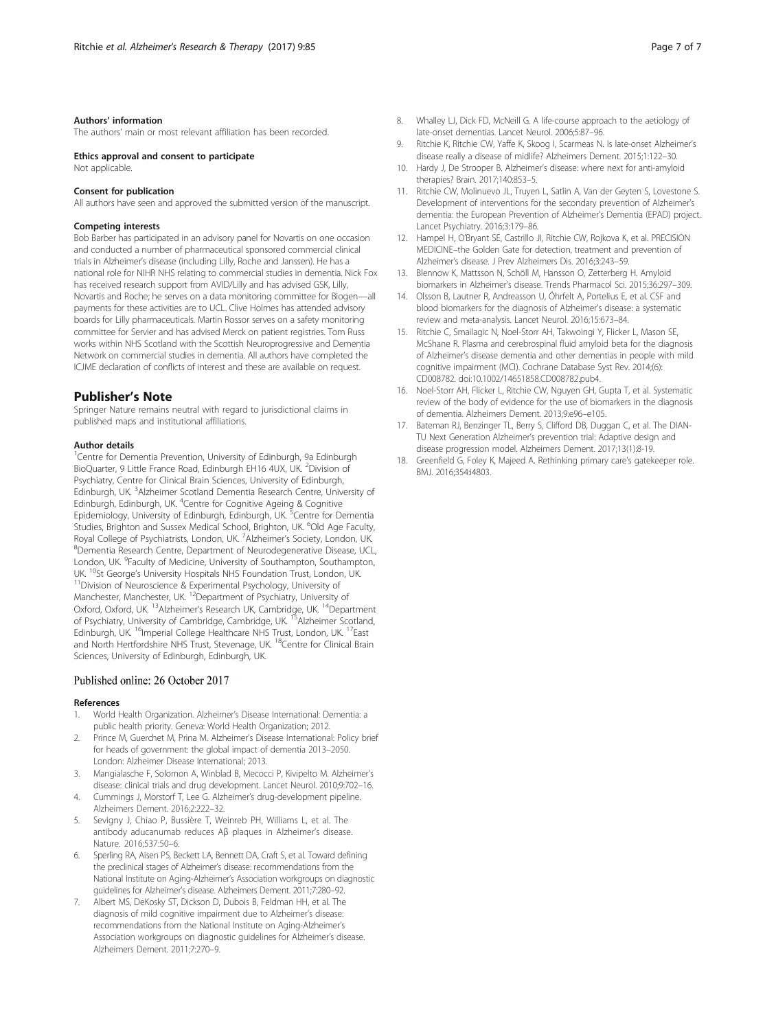#### Authors' information

The authors' main or most relevant affiliation has been recorded.

#### Ethics approval and consent to participate

Not applicable.

#### Consent for publication

All authors have seen and approved the submitted version of the manuscript.

#### Competing interests

Bob Barber has participated in an advisory panel for Novartis on one occasion and conducted a number of pharmaceutical sponsored commercial clinical trials in Alzheimer's disease (including Lilly, Roche and Janssen). He has a national role for NIHR NHS relating to commercial studies in dementia. Nick Fox has received research support from AVID/Lilly and has advised GSK, Lilly, Novartis and Roche; he serves on a data monitoring committee for Biogen—all payments for these activities are to UCL. Clive Holmes has attended advisory boards for Lilly pharmaceuticals. Martin Rossor serves on a safety monitoring committee for Servier and has advised Merck on patient registries. Tom Russ works within NHS Scotland with the Scottish Neuroprogressive and Dementia Network on commercial studies in dementia. All authors have completed the ICJME declaration of conflicts of interest and these are available on request.

## Publisher's Note

Springer Nature remains neutral with regard to jurisdictional claims in published maps and institutional affiliations.

#### Author details

[1]Centre for Dementia Prevention, University of Edinburgh, 9a Edinburgh BioQuarter, 9 Little France Road, Edinburgh EH16 4UX, UK. [2]Division of Psychiatry, Centre for Clinical Brain Sciences, University of Edinburgh, Edinburgh, UK. [3]Alzheimer Scotland Dementia Research Centre, University of Edinburgh, Edinburgh, UK. [4]Centre for Cognitive Ageing & Cognitive Epidemiology, University of Edinburgh, Edinburgh, UK. [5]Centre for Dementia Studies, Brighton and Sussex Medical School, Brighton, UK. [6]Old Age Faculty, Royal College of Psychiatrists, London, UK. [7]Alzheimer's Society, London, UK. [8]Dementia Research Centre, Department of Neurodegenerative Disease, UCL, London, UK. [9]Faculty of Medicine, University of Southampton, Southampton, UK. [10]St George's University Hospitals NHS Foundation Trust, London, UK. [11]Division of Neuroscience & Experimental Psychology, University of Manchester, Manchester, UK. [12]Department of Psychiatry, University of Oxford, Oxford, UK. [13]Alzheimer's Research UK, Cambridge, UK. [14]Department of Psychiatry, University of Cambridge, Cambridge, UK. [15]Alzheimer Scotland, Edinburgh, UK. [16]Imperial College Healthcare NHS Trust, London, UK. [17]East and North Hertfordshire NHS Trust, Stevenage, UK. [18]Centre for Clinical Brain Sciences, University of Edinburgh, Edinburgh, UK.

Published online: 26 October 2017

#### References

1. World Health Organization. Alzheimer's Disease International: Dementia: a public health priority. Geneva: World Health Organization; 2012.
2. Prince M, Guerchet M, Prina M. Alzheimer's Disease International: Policy brief for heads of government: the global impact of dementia 2013–2050. London: Alzheimer Disease International; 2013.
3. Mangialasche F, Solomon A, Winblad B, Mecocci P, Kivipelto M. Alzheimer's disease: clinical trials and drug development. Lancet Neurol. 2010;9:702–16.
4. Cummings J, Morstorf T, Lee G. Alzheimer's drug-development pipeline. Alzheimers Dement. 2016;2:222–32.
5. Sevigny J, Chiao P, Bussière T, Weinreb PH, Williams L, et al. The antibody aducanumab reduces Aβ plaques in Alzheimer's disease. Nature. 2016;537:50–6.
6. Sperling RA, Aisen PS, Beckett LA, Bennett DA, Craft S, et al. Toward defining the preclinical stages of Alzheimer's disease: recommendations from the National Institute on Aging-Alzheimer's Association workgroups on diagnostic guidelines for Alzheimer's disease. Alzheimers Dement. 2011;7:280–92.
7. Albert MS, DeKosky ST, Dickson D, Dubois B, Feldman HH, et al. The diagnosis of mild cognitive impairment due to Alzheimer's disease: recommendations from the National Institute on Aging-Alzheimer's Association workgroups on diagnostic guidelines for Alzheimer's disease. Alzheimers Dement. 2011;7:270–9.
8. Whalley LJ, Dick FD, McNeill G. A life-course approach to the aetiology of late-onset dementias. Lancet Neurol. 2006;5:87–96.
9. Ritchie K, Ritchie CW, Yaffe K, Skoog I, Scarmeas N. Is late-onset Alzheimer's disease really a disease of midlife? Alzheimers Dement. 2015;1:122–30.
10. Hardy J, De Strooper B. Alzheimer's disease: where next for anti-amyloid therapies? Brain. 2017;140:853–5.
11. Ritchie CW, Molinuevo JL, Truyen L, Satlin A, Van der Geyten S, Lovestone S. Development of interventions for the secondary prevention of Alzheimer's dementia: the European Prevention of Alzheimer's Dementia (EPAD) project. Lancet Psychiatry. 2016;3:179–86.
12. Hampel H, O'Bryant SE, Castrillo JI, Ritchie CW, Rojkova K, et al. PRECISION MEDICINE–the Golden Gate for detection, treatment and prevention of Alzheimer's disease. J Prev Alzheimers Dis. 2016;3:243–59.
13. Blennow K, Mattsson N, Schöll M, Hansson O, Zetterberg H. Amyloid biomarkers in Alzheimer's disease. Trends Pharmacol Sci. 2015;36:297–309.
14. Olsson B, Lautner R, Andreasson U, Öhrfelt A, Portelius E, et al. CSF and blood biomarkers for the diagnosis of Alzheimer's disease: a systematic review and meta-analysis. Lancet Neurol. 2016;15:673–84.
15. Ritchie C, Smailagic N, Noel-Storr AH, Takwoingi Y, Flicker L, Mason SE, McShane R. Plasma and cerebrospinal fluid amyloid beta for the diagnosis of Alzheimer's disease dementia and other dementias in people with mild cognitive impairment (MCI). Cochrane Database Syst Rev. 2014;(6): CD008782. doi:10.1002/14651858.CD008782.pub4.
16. Noel-Storr AH, Flicker L, Ritchie CW, Nguyen GH, Gupta T, et al. Systematic review of the body of evidence for the use of biomarkers in the diagnosis of dementia. Alzheimers Dement. 2013;9:e96–e105.
17. Bateman RJ, Benzinger TL, Berry S, Clifford DB, Duggan C, et al. The DIAN-TU Next Generation Alzheimer's prevention trial: Adaptive design and disease progression model. Alzheimers Dement. 2017;13(1):8-19.
18. Greenfield G, Foley K, Majeed A. Rethinking primary care's gatekeeper role. BMJ. 2016;354:i4803.